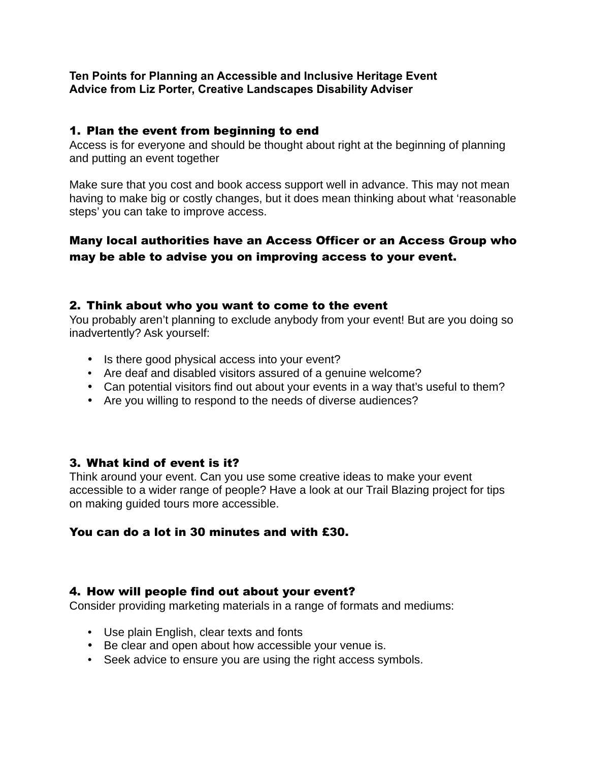**Ten Points for Planning an Accessible and Inclusive Heritage Event**
**Advice from Liz Porter, Creative Landscapes Disability Adviser**

## 1. Plan the event from beginning to end

Access is for everyone and should be thought about right at the beginning of planning and putting an event together

Make sure that you cost and book access support well in advance. This may not mean having to make big or costly changes, but it does mean thinking about what 'reasonable steps' you can take to improve access.

**Many local authorities have an Access Officer or an Access Group who may be able to advise you on improving access to your event.**

## 2. Think about who you want to come to the event

You probably aren't planning to exclude anybody from your event! But are you doing so inadvertently? Ask yourself:

- Is there good physical access into your event?
- Are deaf and disabled visitors assured of a genuine welcome?
- Can potential visitors find out about your events in a way that's useful to them?
- Are you willing to respond to the needs of diverse audiences?

## 3. What kind of event is it?

Think around your event. Can you use some creative ideas to make your event accessible to a wider range of people? Have a look at our Trail Blazing project for tips on making guided tours more accessible.

**You can do a lot in 30 minutes and with £30.**

## 4. How will people find out about your event?

Consider providing marketing materials in a range of formats and mediums:

- Use plain English, clear texts and fonts
- Be clear and open about how accessible your venue is.
- Seek advice to ensure you are using the right access symbols.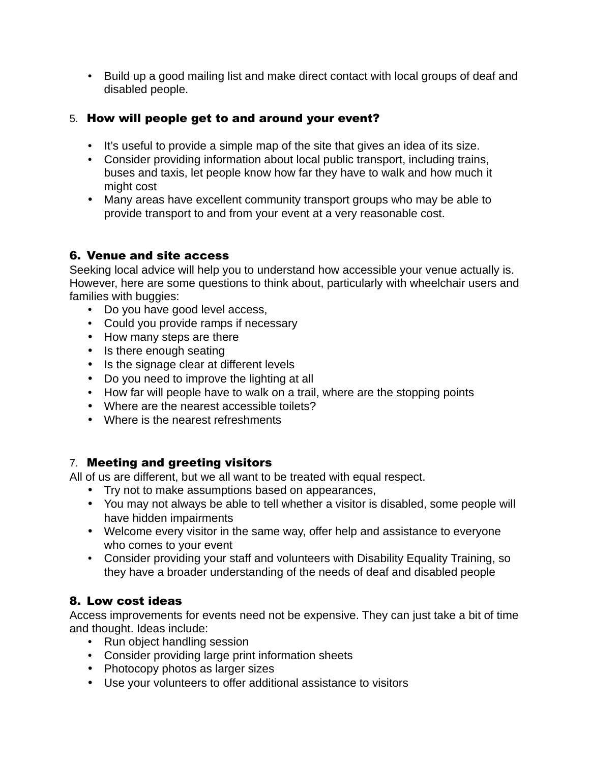- Build up a good mailing list and make direct contact with local groups of deaf and disabled people.

### 5. How will people get to and around your event?

- It's useful to provide a simple map of the site that gives an idea of its size.
- Consider providing information about local public transport, including trains, buses and taxis, let people know how far they have to walk and how much it might cost
- Many areas have excellent community transport groups who may be able to provide transport to and from your event at a very reasonable cost.

### 6. Venue and site access

Seeking local advice will help you to understand how accessible your venue actually is. However, here are some questions to think about, particularly with wheelchair users and families with buggies:

- Do you have good level access,
- Could you provide ramps if necessary
- How many steps are there
- Is there enough seating
- Is the signage clear at different levels
- Do you need to improve the lighting at all
- How far will people have to walk on a trail, where are the stopping points
- Where are the nearest accessible toilets?
- Where is the nearest refreshments

### 7. Meeting and greeting visitors

All of us are different, but we all want to be treated with equal respect.

- Try not to make assumptions based on appearances,
- You may not always be able to tell whether a visitor is disabled, some people will have hidden impairments
- Welcome every visitor in the same way, offer help and assistance to everyone who comes to your event
- Consider providing your staff and volunteers with Disability Equality Training, so they have a broader understanding of the needs of deaf and disabled people

### 8. Low cost ideas

Access improvements for events need not be expensive. They can just take a bit of time and thought. Ideas include:

- Run object handling session
- Consider providing large print information sheets
- Photocopy photos as larger sizes
- Use your volunteers to offer additional assistance to visitors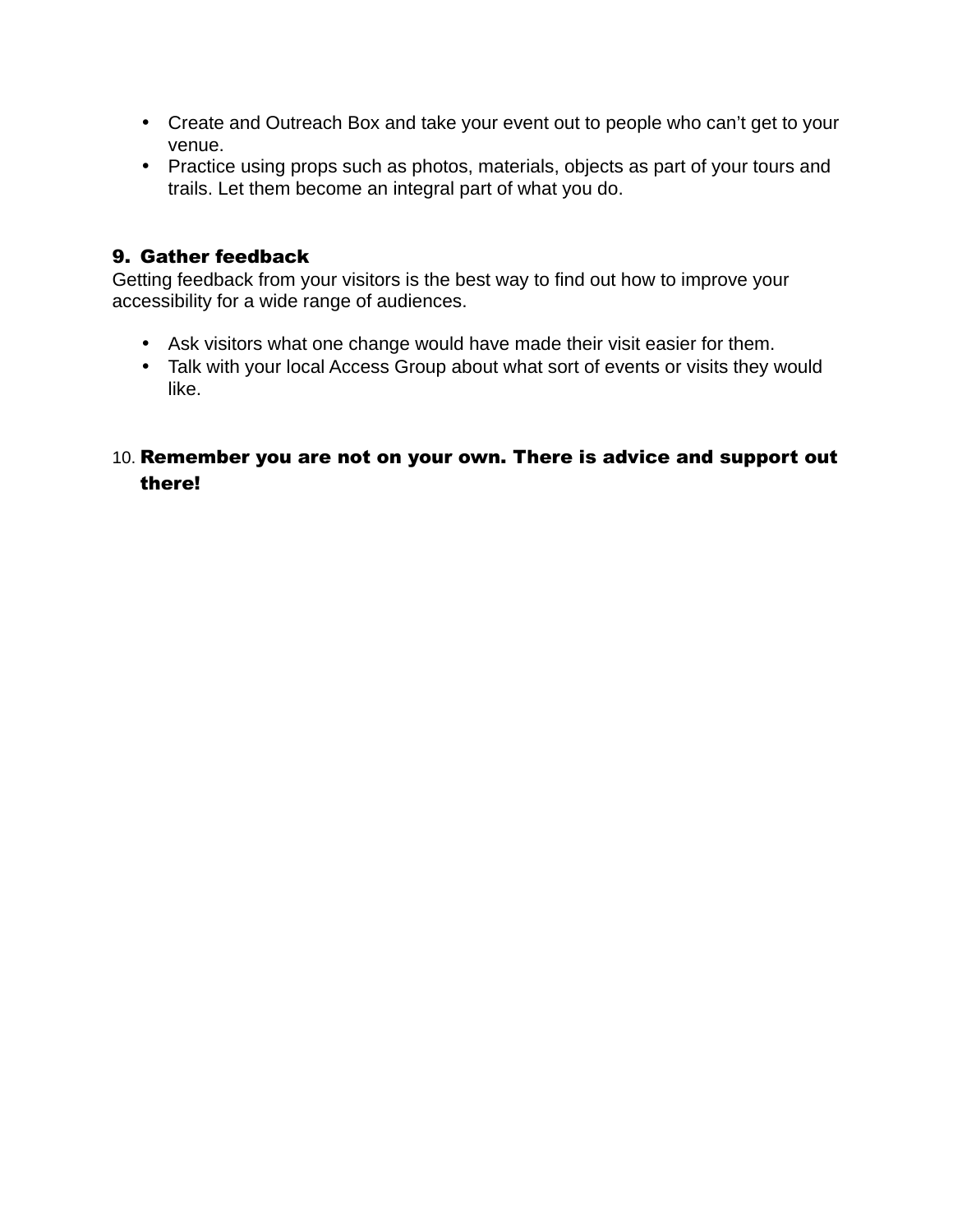- Create and Outreach Box and take your event out to people who can't get to your venue.
- Practice using props such as photos, materials, objects as part of your tours and trails. Let them become an integral part of what you do.

## 9. Gather feedback

Getting feedback from your visitors is the best way to find out how to improve your accessibility for a wide range of audiences.

- Ask visitors what one change would have made their visit easier for them.
- Talk with your local Access Group about what sort of events or visits they would like.

## 10. Remember you are not on your own. There is advice and support out there!